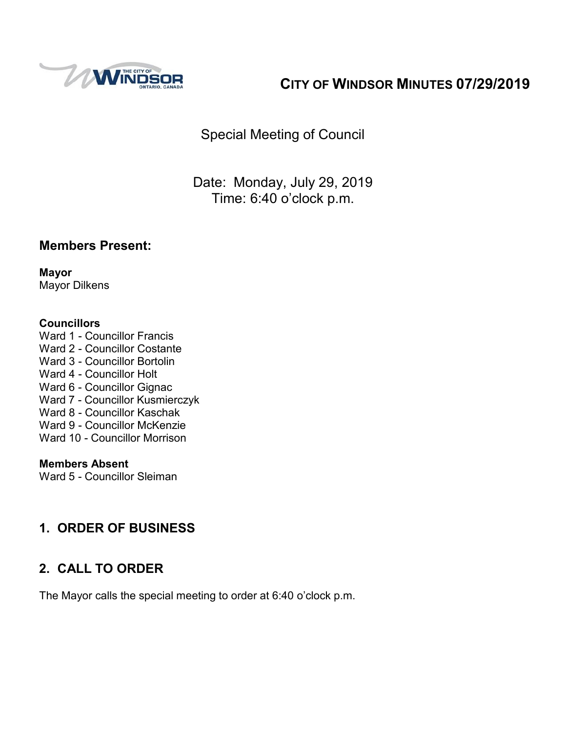# CITY OF WINDSOR MINUTES 07/29/2019

Special Meeting of Council

Date: Monday, July 29, 2019
Time: 6:40 o'clock p.m.

## Members Present:

**Mayor**
Mayor Dilkens

**Councillors**
Ward 1 - Councillor Francis
Ward 2 - Councillor Costante
Ward 3 - Councillor Bortolin
Ward 4 - Councillor Holt
Ward 6 - Councillor Gignac
Ward 7 - Councillor Kusmierczyk
Ward 8 - Councillor Kaschak
Ward 9 - Councillor McKenzie
Ward 10 - Councillor Morrison

**Members Absent**
Ward 5 - Councillor Sleiman

## 1. ORDER OF BUSINESS

## 2. CALL TO ORDER

The Mayor calls the special meeting to order at 6:40 o'clock p.m.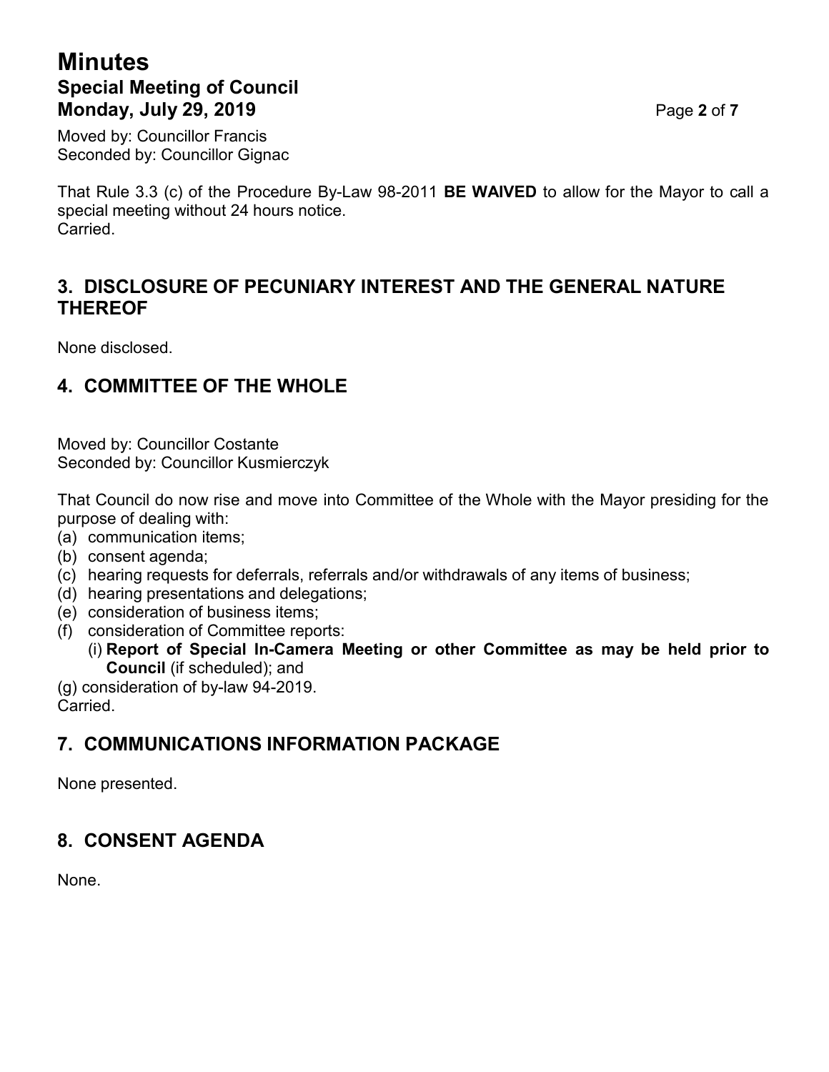Moved by: Councillor Francis
Seconded by: Councillor Gignac

That Rule 3.3 (c) of the Procedure By-Law 98-2011 **BE WAIVED** to allow for the Mayor to call a special meeting without 24 hours notice.
Carried.

## 3. DISCLOSURE OF PECUNIARY INTEREST AND THE GENERAL NATURE THEREOF

None disclosed.

## 4. COMMITTEE OF THE WHOLE

Moved by: Councillor Costante
Seconded by: Councillor Kusmierczyk

That Council do now rise and move into Committee of the Whole with the Mayor presiding for the purpose of dealing with:

(a) communication items;
(b) consent agenda;
(c) hearing requests for deferrals, referrals and/or withdrawals of any items of business;
(d) hearing presentations and delegations;
(e) consideration of business items;
(f) consideration of Committee reports:
  (i) **Report of Special In-Camera Meeting or other Committee as may be held prior to Council** (if scheduled); and
(g) consideration of by-law 94-2019.

Carried.

## 7. COMMUNICATIONS INFORMATION PACKAGE

None presented.

## 8. CONSENT AGENDA

None.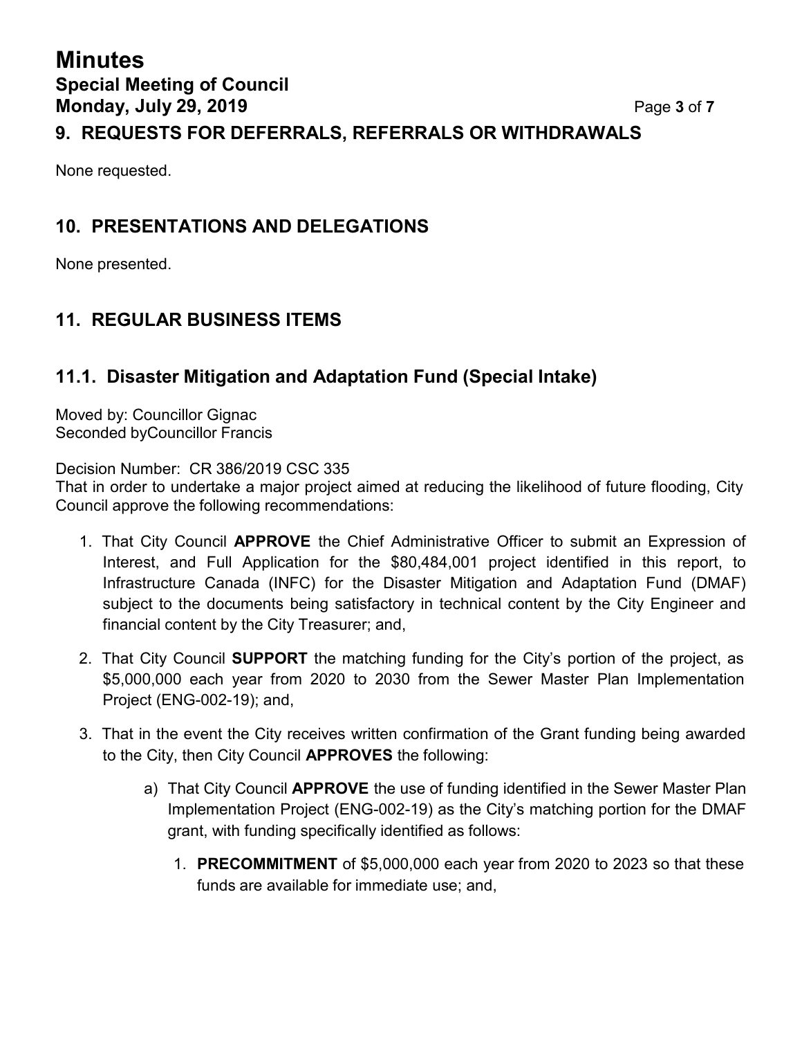## 9. REQUESTS FOR DEFERRALS, REFERRALS OR WITHDRAWALS

None requested.

## 10. PRESENTATIONS AND DELEGATIONS

None presented.

## 11. REGULAR BUSINESS ITEMS

### 11.1. Disaster Mitigation and Adaptation Fund (Special Intake)

Moved by: Councillor Gignac
Seconded byCouncillor Francis

Decision Number: CR 386/2019 CSC 335
That in order to undertake a major project aimed at reducing the likelihood of future flooding, City Council approve the following recommendations:

1. That City Council **APPROVE** the Chief Administrative Officer to submit an Expression of Interest, and Full Application for the $80,484,001 project identified in this report, to Infrastructure Canada (INFC) for the Disaster Mitigation and Adaptation Fund (DMAF) subject to the documents being satisfactory in technical content by the City Engineer and financial content by the City Treasurer; and,

2. That City Council **SUPPORT** the matching funding for the City's portion of the project, as $5,000,000 each year from 2020 to 2030 from the Sewer Master Plan Implementation Project (ENG-002-19); and,

3. That in the event the City receives written confirmation of the Grant funding being awarded to the City, then City Council **APPROVES** the following:

    a) That City Council **APPROVE** the use of funding identified in the Sewer Master Plan Implementation Project (ENG-002-19) as the City's matching portion for the DMAF grant, with funding specifically identified as follows:

        1. **PRECOMMITMENT** of $5,000,000 each year from 2020 to 2023 so that these funds are available for immediate use; and,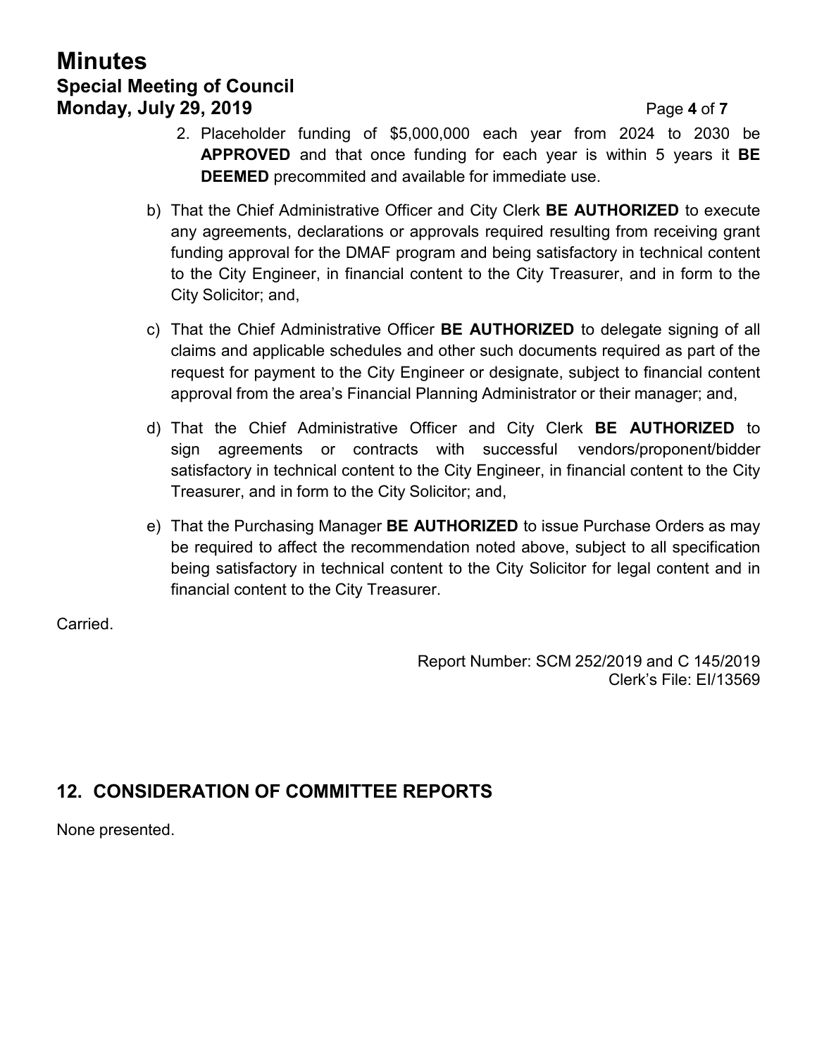2. Placeholder funding of $5,000,000 each year from 2024 to 2030 be **APPROVED** and that once funding for each year is within 5 years it **BE DEEMED** precommited and available for immediate use.

b) That the Chief Administrative Officer and City Clerk **BE AUTHORIZED** to execute any agreements, declarations or approvals required resulting from receiving grant funding approval for the DMAF program and being satisfactory in technical content to the City Engineer, in financial content to the City Treasurer, and in form to the City Solicitor; and,

c) That the Chief Administrative Officer **BE AUTHORIZED** to delegate signing of all claims and applicable schedules and other such documents required as part of the request for payment to the City Engineer or designate, subject to financial content approval from the area's Financial Planning Administrator or their manager; and,

d) That the Chief Administrative Officer and City Clerk **BE AUTHORIZED** to sign agreements or contracts with successful vendors/proponent/bidder satisfactory in technical content to the City Engineer, in financial content to the City Treasurer, and in form to the City Solicitor; and,

e) That the Purchasing Manager **BE AUTHORIZED** to issue Purchase Orders as may be required to affect the recommendation noted above, subject to all specification being satisfactory in technical content to the City Solicitor for legal content and in financial content to the City Treasurer.

Carried.

Report Number: SCM 252/2019 and C 145/2019
Clerk's File: EI/13569

## 12. CONSIDERATION OF COMMITTEE REPORTS

None presented.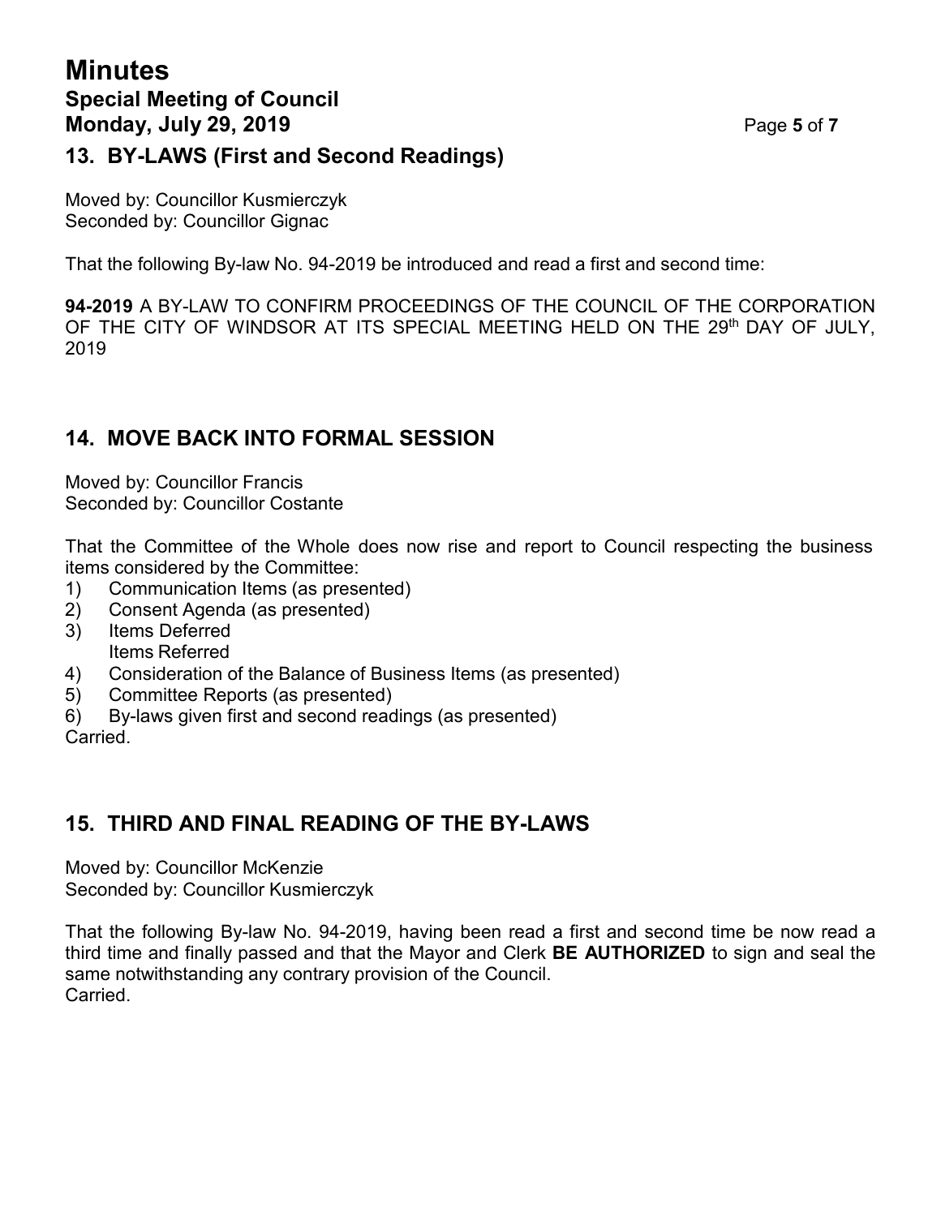## 13. BY-LAWS (First and Second Readings)

Moved by: Councillor Kusmierczyk
Seconded by: Councillor Gignac

That the following By-law No. 94-2019 be introduced and read a first and second time:

**94-2019** A BY-LAW TO CONFIRM PROCEEDINGS OF THE COUNCIL OF THE CORPORATION OF THE CITY OF WINDSOR AT ITS SPECIAL MEETING HELD ON THE 29th DAY OF JULY, 2019

## 14. MOVE BACK INTO FORMAL SESSION

Moved by: Councillor Francis
Seconded by: Councillor Costante

That the Committee of the Whole does now rise and report to Council respecting the business items considered by the Committee:

1) Communication Items (as presented)
2) Consent Agenda (as presented)
3) Items Deferred
   Items Referred
4) Consideration of the Balance of Business Items (as presented)
5) Committee Reports (as presented)
6) By-laws given first and second readings (as presented)

Carried.

## 15. THIRD AND FINAL READING OF THE BY-LAWS

Moved by: Councillor McKenzie
Seconded by: Councillor Kusmierczyk

That the following By-law No. 94-2019, having been read a first and second time be now read a third time and finally passed and that the Mayor and Clerk **BE AUTHORIZED** to sign and seal the same notwithstanding any contrary provision of the Council.
Carried.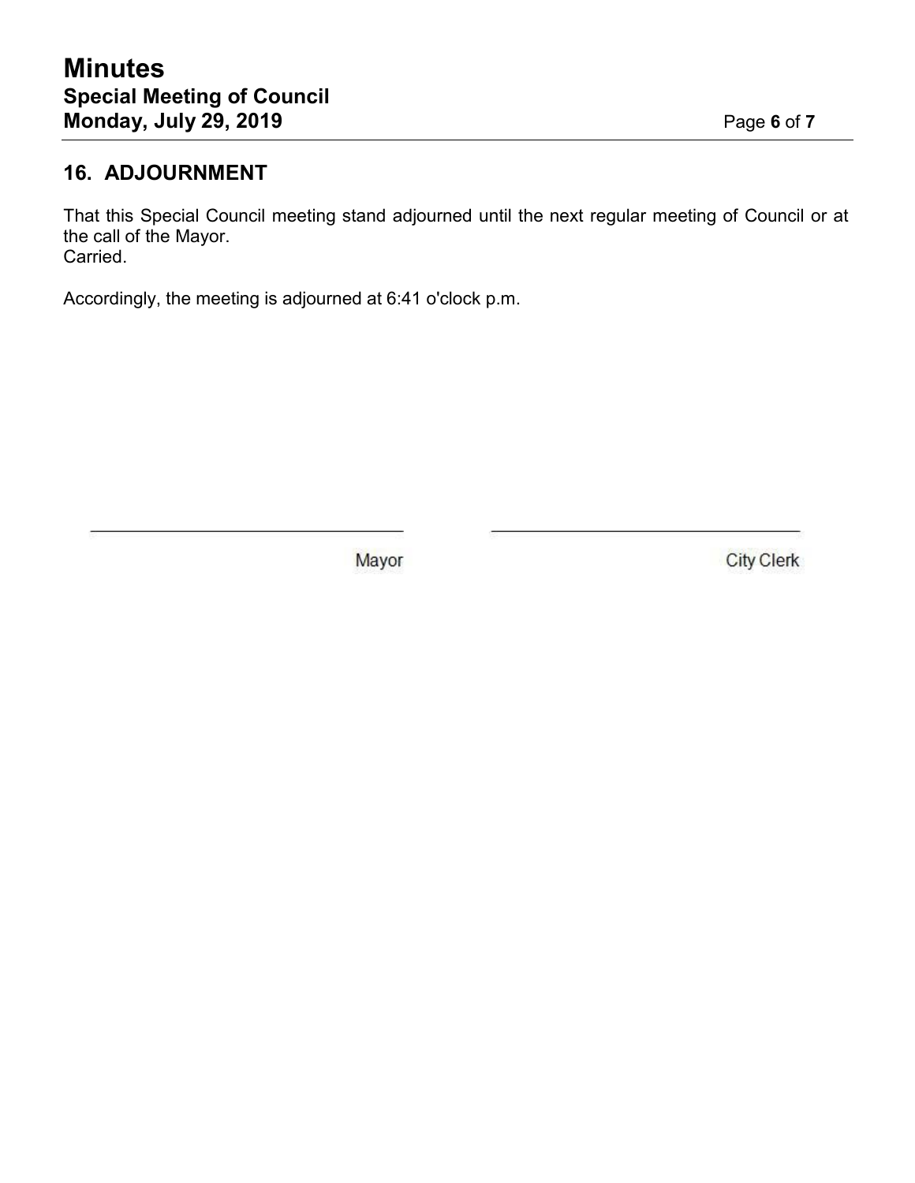## 16. ADJOURNMENT

That this Special Council meeting stand adjourned until the next regular meeting of Council or at the call of the Mayor.
Carried.

Accordingly, the meeting is adjourned at 6:41 o'clock p.m.

\_\_\_\_\_\_\_\_\_\_\_\_\_\_\_\_\_\_\_\_\_\_\_\_\_\_\_\_\_\_\_\_ Mayor

\_\_\_\_\_\_\_\_\_\_\_\_\_\_\_\_\_\_\_\_\_\_\_\_\_\_\_\_\_\_\_\_ City Clerk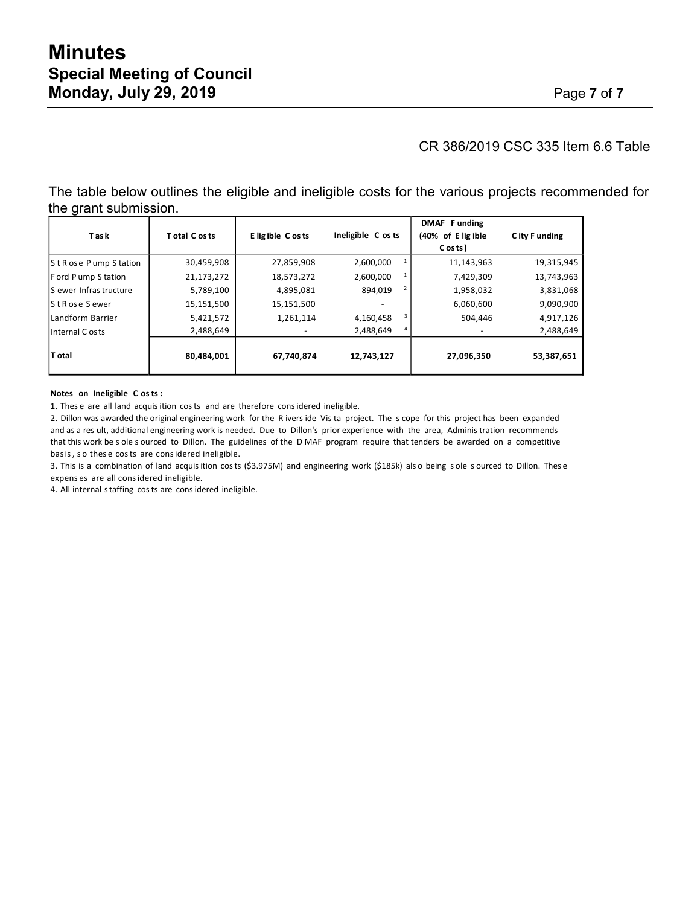CR 386/2019 CSC 335 Item 6.6 Table

The table below outlines the eligible and ineligible costs for the various projects recommended for the grant submission.

| Task | Total Costs | Eligible Costs | Ineligible Costs | DMAF Funding (40% of Eligible Costs) | City Funding |
|---|---|---|---|---|---|
| St Rose Pump Station | 30,459,908 | 27,859,908 | 2,600,000 [1] | 11,143,963 | 19,315,945 |
| Ford Pump Station | 21,173,272 | 18,573,272 | 2,600,000 [1] | 7,429,309 | 13,743,963 |
| Sewer Infrastructure | 5,789,100 | 4,895,081 | 894,019 [2] | 1,958,032 | 3,831,068 |
| St Rose Sewer | 15,151,500 | 15,151,500 | - | 6,060,600 | 9,090,900 |
| Landform Barrier | 5,421,572 | 1,261,114 | 4,160,458 [3] | 504,446 | 4,917,126 |
| Internal Costs | 2,488,649 | - | 2,488,649 [4] | - | 2,488,649 |
| **Total** | **80,484,001** | **67,740,874** | **12,743,127** | **27,096,350** | **53,387,651** |

**Notes on Ineligible Costs:**

1. These are all land acquisition costs and are therefore considered ineligible.
2. Dillon was awarded the original engineering work for the Riverside Vista project. The scope for this project has been expanded and as a result, additional engineering work is needed. Due to Dillon's prior experience with the area, Administration recommends that this work be sole sourced to Dillon. The guidelines of the DMAF program require that tenders be awarded on a competitive basis, so these costs are considered ineligible.
3. This is a combination of land acquisition costs ($3.975M) and engineering work ($185k) also being sole sourced to Dillon. These expenses are all considered ineligible.
4. All internal staffing costs are considered ineligible.